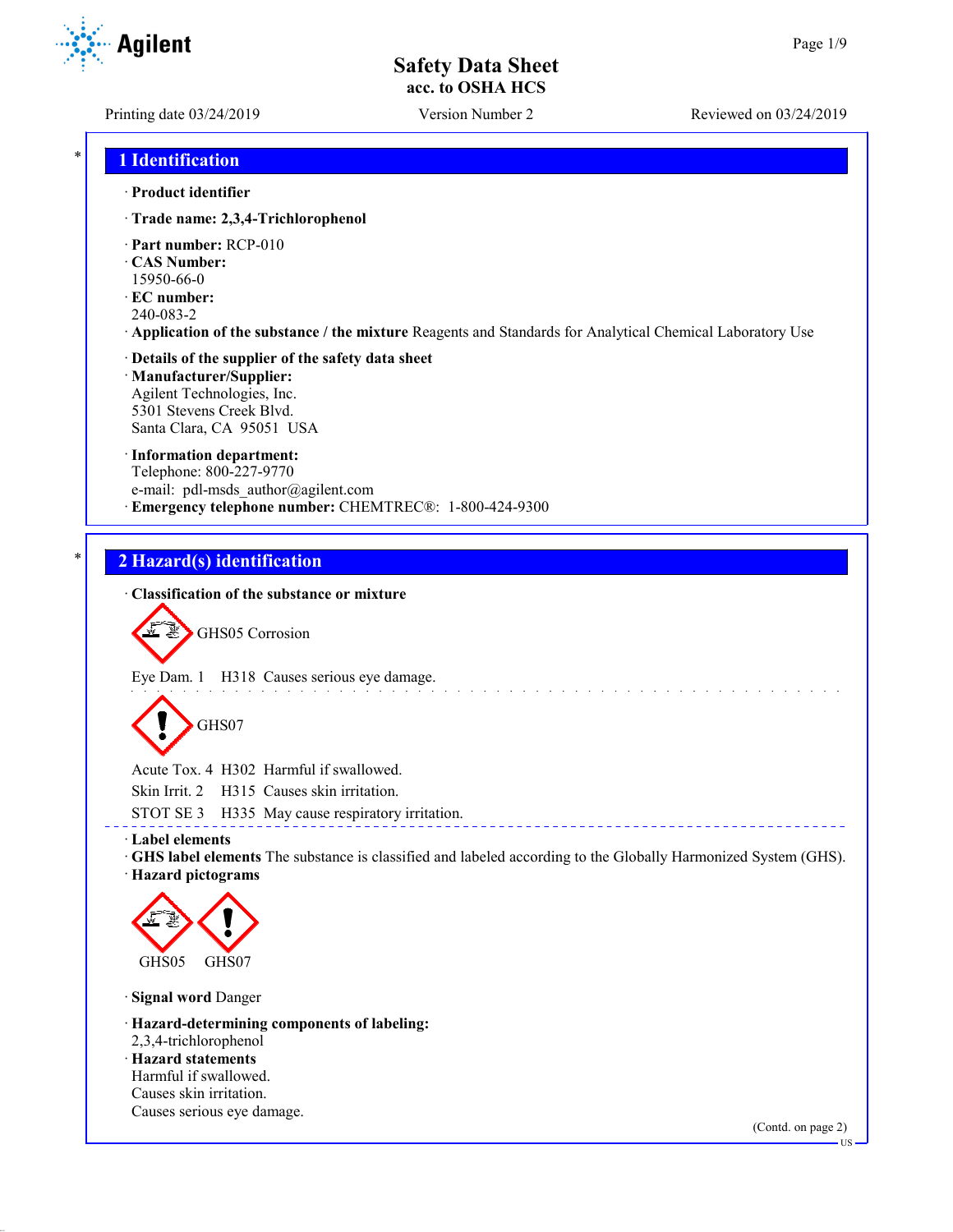# Safety Data Sheet
**acc. to OSHA HCS**

Printing date 03/24/2019 | Version Number 2 | Reviewed on 03/24/2019

## 1 Identification

· **Product identifier**

· **Trade name: 2,3,4-Trichlorophenol**

· **Part number:** RCP-010
· **CAS Number:**
15950-66-0
· **EC number:**
240-083-2
· **Application of the substance / the mixture** Reagents and Standards for Analytical Chemical Laboratory Use

· **Details of the supplier of the safety data sheet**
· **Manufacturer/Supplier:**
Agilent Technologies, Inc.
5301 Stevens Creek Blvd.
Santa Clara, CA 95051 USA

· **Information department:**
Telephone: 800-227-9770
e-mail: pdl-msds_author@agilent.com
· **Emergency telephone number:** CHEMTREC®: 1-800-424-9300

## 2 Hazard(s) identification

· **Classification of the substance or mixture**

GHS05 Corrosion

Eye Dam. 1 H318 Causes serious eye damage.

GHS07

Acute Tox. 4 H302 Harmful if swallowed.
Skin Irrit. 2 H315 Causes skin irritation.
STOT SE 3 H335 May cause respiratory irritation.

· **Label elements**
· **GHS label elements** The substance is classified and labeled according to the Globally Harmonized System (GHS).
· **Hazard pictograms**

GHS05 GHS07

· **Signal word** Danger

· **Hazard-determining components of labeling:**
2,3,4-trichlorophenol
· **Hazard statements**
Harmful if swallowed.
Causes skin irritation.
Causes serious eye damage.

(Contd. on page 2)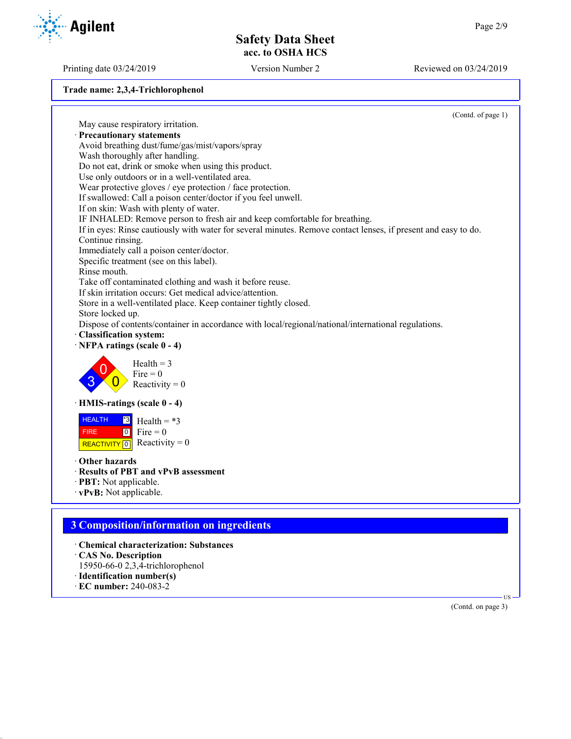**Trade name: 2,3,4-Trichlorophenol**

(Contd. of page 1)

May cause respiratory irritation.

· **Precautionary statements**

Avoid breathing dust/fume/gas/mist/vapors/spray
Wash thoroughly after handling.
Do not eat, drink or smoke when using this product.
Use only outdoors or in a well-ventilated area.
Wear protective gloves / eye protection / face protection.
If swallowed: Call a poison center/doctor if you feel unwell.
If on skin: Wash with plenty of water.
IF INHALED: Remove person to fresh air and keep comfortable for breathing.
If in eyes: Rinse cautiously with water for several minutes. Remove contact lenses, if present and easy to do. Continue rinsing.
Immediately call a poison center/doctor.
Specific treatment (see on this label).
Rinse mouth.
Take off contaminated clothing and wash it before reuse.
If skin irritation occurs: Get medical advice/attention.
Store in a well-ventilated place. Keep container tightly closed.
Store locked up.
Dispose of contents/container in accordance with local/regional/national/international regulations.

· **Classification system:**

· **NFPA ratings (scale 0 - 4)**

Health = 3
Fire = 0
Reactivity = 0

· **HMIS-ratings (scale 0 - 4)**

| HEALTH | *3 |
|---|---|
| FIRE | 0 |
| REACTIVITY | 0 |

Health = *3
Fire = 0
Reactivity = 0

· **Other hazards**

· **Results of PBT and vPvB assessment**

· **PBT:** Not applicable.

· **vPvB:** Not applicable.

## 3 Composition/information on ingredients

· **Chemical characterization: Substances**

· **CAS No. Description**

15950-66-0 2,3,4-trichlorophenol

· **Identification number(s)**

· **EC number:** 240-083-2

(Contd. on page 3)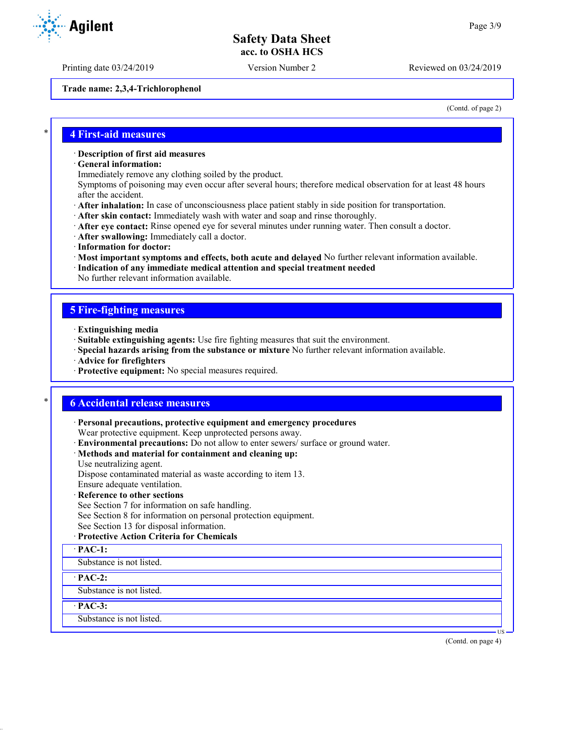Trade name: 2,3,4-Trichlorophenol

(Contd. of page 2)

## 4 First-aid measures

· **Description of first aid measures**
· **General information:**
Immediately remove any clothing soiled by the product.
Symptoms of poisoning may even occur after several hours; therefore medical observation for at least 48 hours after the accident.
· **After inhalation:** In case of unconsciousness place patient stably in side position for transportation.
· **After skin contact:** Immediately wash with water and soap and rinse thoroughly.
· **After eye contact:** Rinse opened eye for several minutes under running water. Then consult a doctor.
· **After swallowing:** Immediately call a doctor.
· **Information for doctor:**
· **Most important symptoms and effects, both acute and delayed** No further relevant information available.
· **Indication of any immediate medical attention and special treatment needed**
No further relevant information available.

## 5 Fire-fighting measures

· **Extinguishing media**
· **Suitable extinguishing agents:** Use fire fighting measures that suit the environment.
· **Special hazards arising from the substance or mixture** No further relevant information available.
· **Advice for firefighters**
· **Protective equipment:** No special measures required.

## 6 Accidental release measures

· **Personal precautions, protective equipment and emergency procedures**
Wear protective equipment. Keep unprotected persons away.
· **Environmental precautions:** Do not allow to enter sewers/ surface or ground water.
· **Methods and material for containment and cleaning up:**
Use neutralizing agent.
Dispose contaminated material as waste according to item 13.
Ensure adequate ventilation.
· **Reference to other sections**
See Section 7 for information on safe handling.
See Section 8 for information on personal protection equipment.
See Section 13 for disposal information.
· **Protective Action Criteria for Chemicals**

| · PAC-1: |
| --- |
| Substance is not listed. |

| · PAC-2: |
| --- |
| Substance is not listed. |

| · PAC-3: |
| --- |
| Substance is not listed. |

(Contd. on page 4)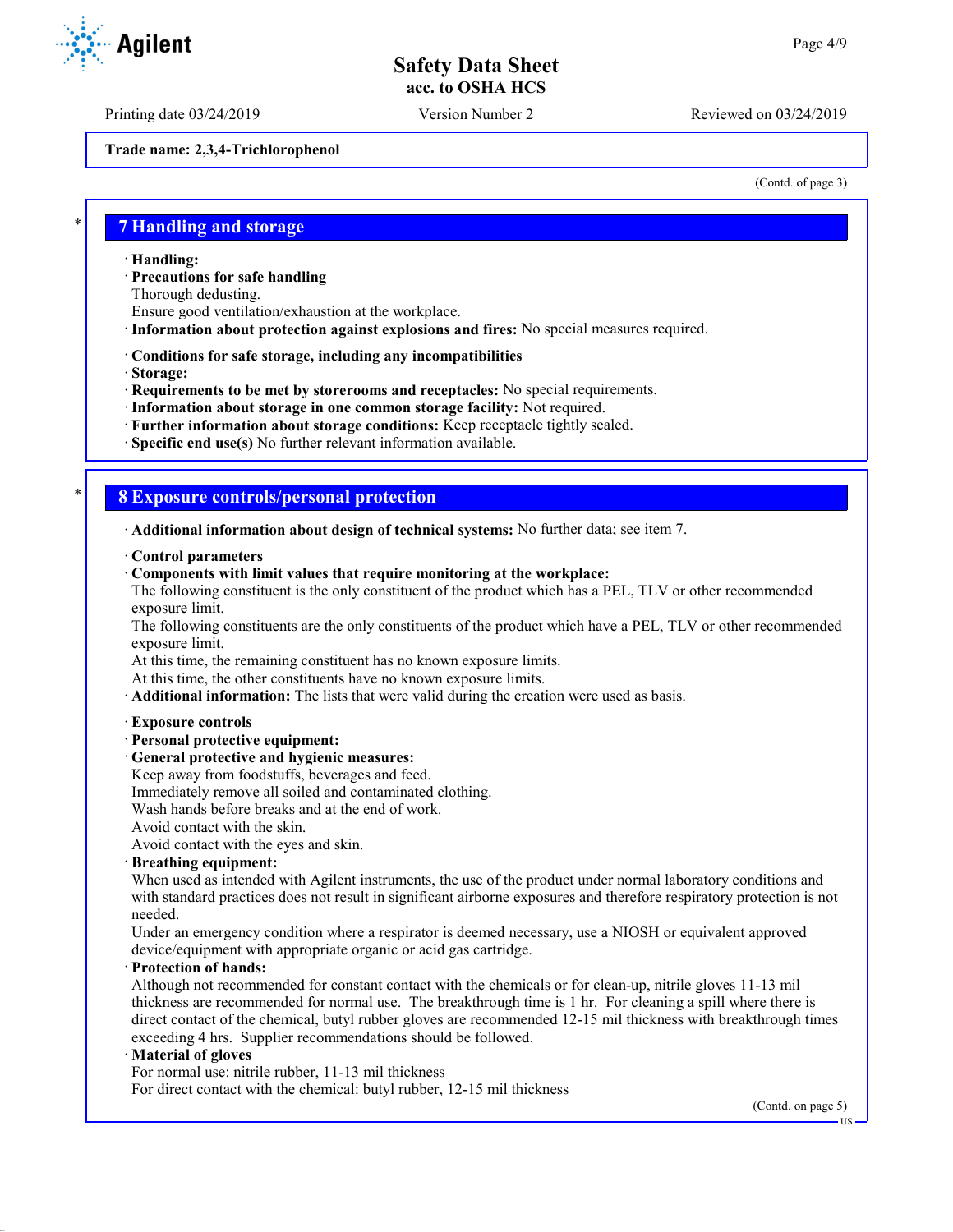Trade name: 2,3,4-Trichlorophenol

(Contd. of page 3)

## 7 Handling and storage

· **Handling:**
· **Precautions for safe handling**
Thorough dedusting.
Ensure good ventilation/exhaustion at the workplace.
· **Information about protection against explosions and fires:** No special measures required.

· **Conditions for safe storage, including any incompatibilities**
· **Storage:**
· **Requirements to be met by storerooms and receptacles:** No special requirements.
· **Information about storage in one common storage facility:** Not required.
· **Further information about storage conditions:** Keep receptacle tightly sealed.
· **Specific end use(s)** No further relevant information available.

## 8 Exposure controls/personal protection

· **Additional information about design of technical systems:** No further data; see item 7.

· **Control parameters**
· **Components with limit values that require monitoring at the workplace:**
The following constituent is the only constituent of the product which has a PEL, TLV or other recommended exposure limit.
The following constituents are the only constituents of the product which have a PEL, TLV or other recommended exposure limit.
At this time, the remaining constituent has no known exposure limits.
At this time, the other constituents have no known exposure limits.
· **Additional information:** The lists that were valid during the creation were used as basis.

· **Exposure controls**
· **Personal protective equipment:**
· **General protective and hygienic measures:**
Keep away from foodstuffs, beverages and feed.
Immediately remove all soiled and contaminated clothing.
Wash hands before breaks and at the end of work.
Avoid contact with the skin.
Avoid contact with the eyes and skin.
· **Breathing equipment:**
When used as intended with Agilent instruments, the use of the product under normal laboratory conditions and with standard practices does not result in significant airborne exposures and therefore respiratory protection is not needed.
Under an emergency condition where a respirator is deemed necessary, use a NIOSH or equivalent approved device/equipment with appropriate organic or acid gas cartridge.
· **Protection of hands:**
Although not recommended for constant contact with the chemicals or for clean-up, nitrile gloves 11-13 mil thickness are recommended for normal use. The breakthrough time is 1 hr. For cleaning a spill where there is direct contact of the chemical, butyl rubber gloves are recommended 12-15 mil thickness with breakthrough times exceeding 4 hrs. Supplier recommendations should be followed.
· **Material of gloves**
For normal use: nitrile rubber, 11-13 mil thickness
For direct contact with the chemical: butyl rubber, 12-15 mil thickness

(Contd. on page 5)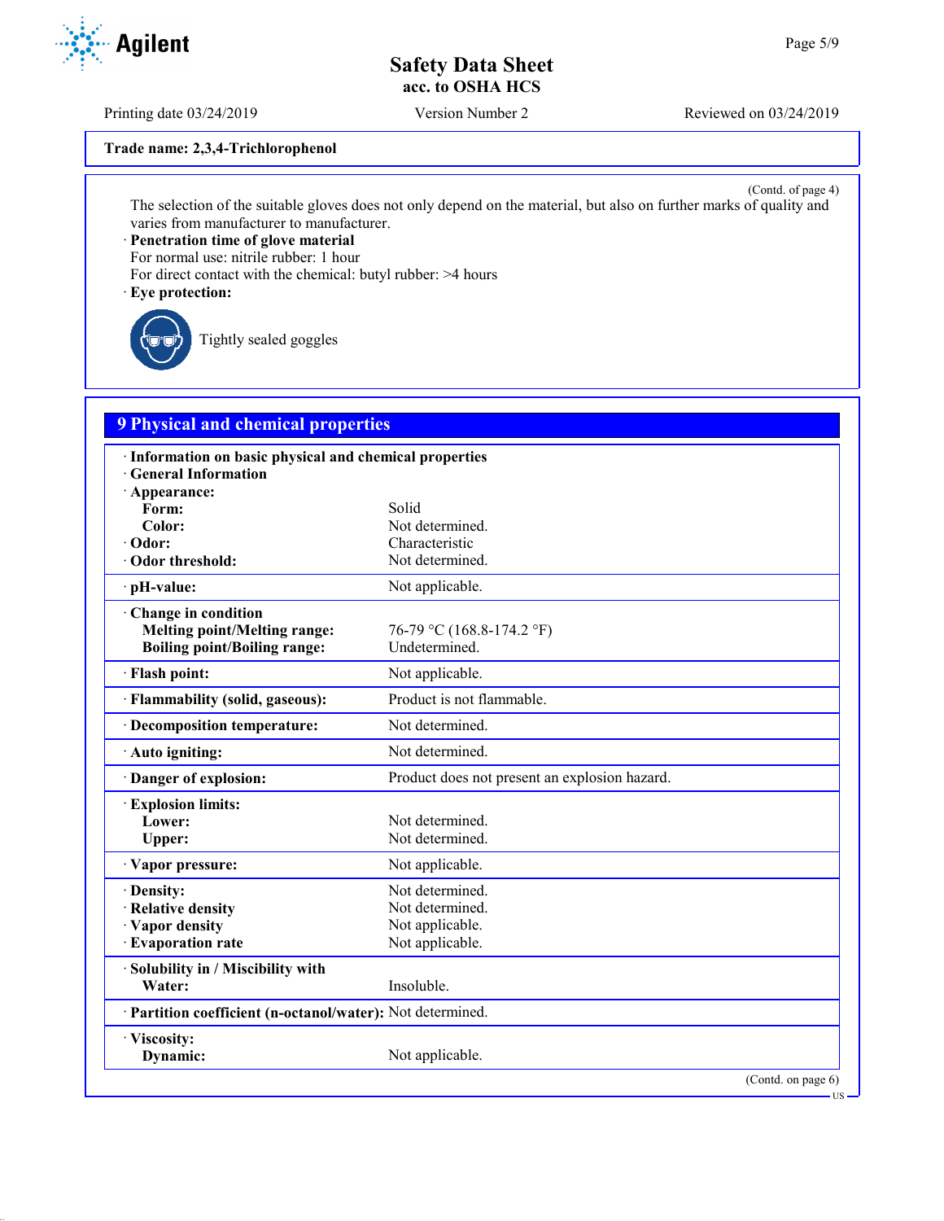**Trade name: 2,3,4-Trichlorophenol**

(Contd. of page 4)

The selection of the suitable gloves does not only depend on the material, but also on further marks of quality and varies from manufacturer to manufacturer.

· **Penetration time of glove material**
For normal use: nitrile rubber: 1 hour
For direct contact with the chemical: butyl rubber: >4 hours

· **Eye protection:**

Tightly sealed goggles

## 9 Physical and chemical properties

| | |
|---|---|
| · **Information on basic physical and chemical properties** | |
| · **General Information** | |
| · **Appearance:** | |
| **Form:** | Solid |
| **Color:** | Not determined. |
| · **Odor:** | Characteristic |
| · **Odor threshold:** | Not determined. |
| · **pH-value:** | Not applicable. |
| · **Change in condition** | |
| **Melting point/Melting range:** | 76-79 °C (168.8-174.2 °F) |
| **Boiling point/Boiling range:** | Undetermined. |
| · **Flash point:** | Not applicable. |
| · **Flammability (solid, gaseous):** | Product is not flammable. |
| · **Decomposition temperature:** | Not determined. |
| · **Auto igniting:** | Not determined. |
| · **Danger of explosion:** | Product does not present an explosion hazard. |
| · **Explosion limits:** | |
| **Lower:** | Not determined. |
| **Upper:** | Not determined. |
| · **Vapor pressure:** | Not applicable. |
| · **Density:** | Not determined. |
| · **Relative density** | Not determined. |
| · **Vapor density** | Not applicable. |
| · **Evaporation rate** | Not applicable. |
| · **Solubility in / Miscibility with** | |
| **Water:** | Insoluble. |
| · **Partition coefficient (n-octanol/water):** | Not determined. |
| · **Viscosity:** | |
| **Dynamic:** | Not applicable. |

(Contd. on page 6)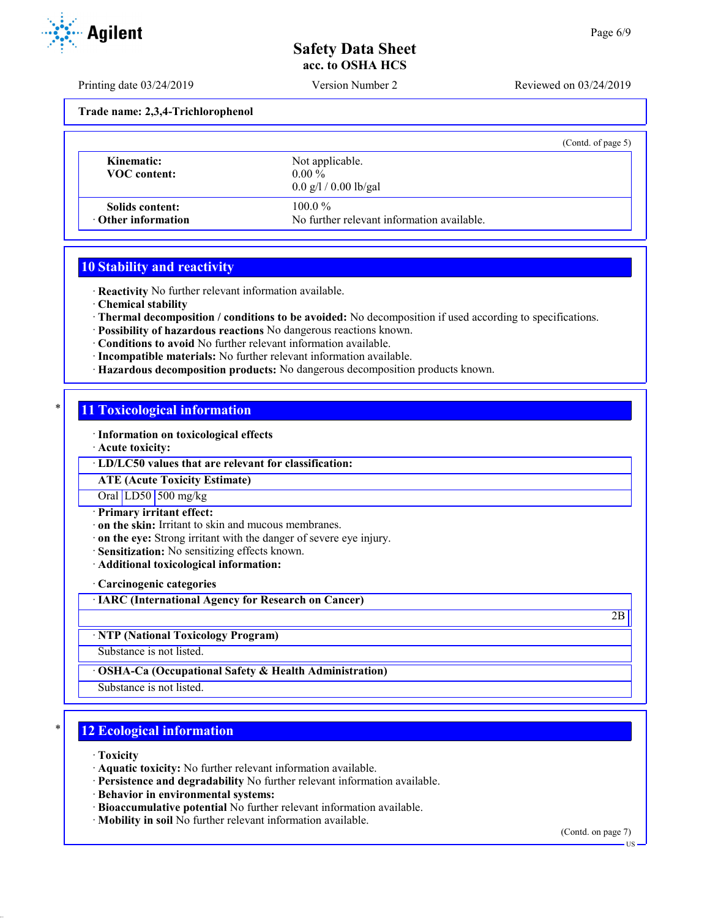**Trade name: 2,3,4-Trichlorophenol**

(Contd. of page 5)

| | |
|---|---|
| **Kinematic:** | Not applicable. |
| **VOC content:** | 0.00 % |
| | 0.0 g/l / 0.00 lb/gal |
| **Solids content:** | 100.0 % |
| · **Other information** | No further relevant information available. |

## 10 Stability and reactivity

· **Reactivity** No further relevant information available.
· **Chemical stability**
· **Thermal decomposition / conditions to be avoided:** No decomposition if used according to specifications.
· **Possibility of hazardous reactions** No dangerous reactions known.
· **Conditions to avoid** No further relevant information available.
· **Incompatible materials:** No further relevant information available.
· **Hazardous decomposition products:** No dangerous decomposition products known.

## 11 Toxicological information

· **Information on toxicological effects**
· **Acute toxicity:**

| · **LD/LC50 values that are relevant for classification:** | | |
|---|---|---|
| **ATE (Acute Toxicity Estimate)** | | |
| Oral | LD50 | 500 mg/kg |

· **Primary irritant effect:**
· **on the skin:** Irritant to skin and mucous membranes.
· **on the eye:** Strong irritant with the danger of severe eye injury.
· **Sensitization:** No sensitizing effects known.
· **Additional toxicological information:**

· **Carcinogenic categories**

| · **IARC (International Agency for Research on Cancer)** |
|---|
| 2B |

| · **NTP (National Toxicology Program)** |
|---|
| Substance is not listed. |

| · **OSHA-Ca (Occupational Safety & Health Administration)** |
|---|
| Substance is not listed. |

## 12 Ecological information

· **Toxicity**
· **Aquatic toxicity:** No further relevant information available.
· **Persistence and degradability** No further relevant information available.
· **Behavior in environmental systems:**
· **Bioaccumulative potential** No further relevant information available.
· **Mobility in soil** No further relevant information available.

(Contd. on page 7)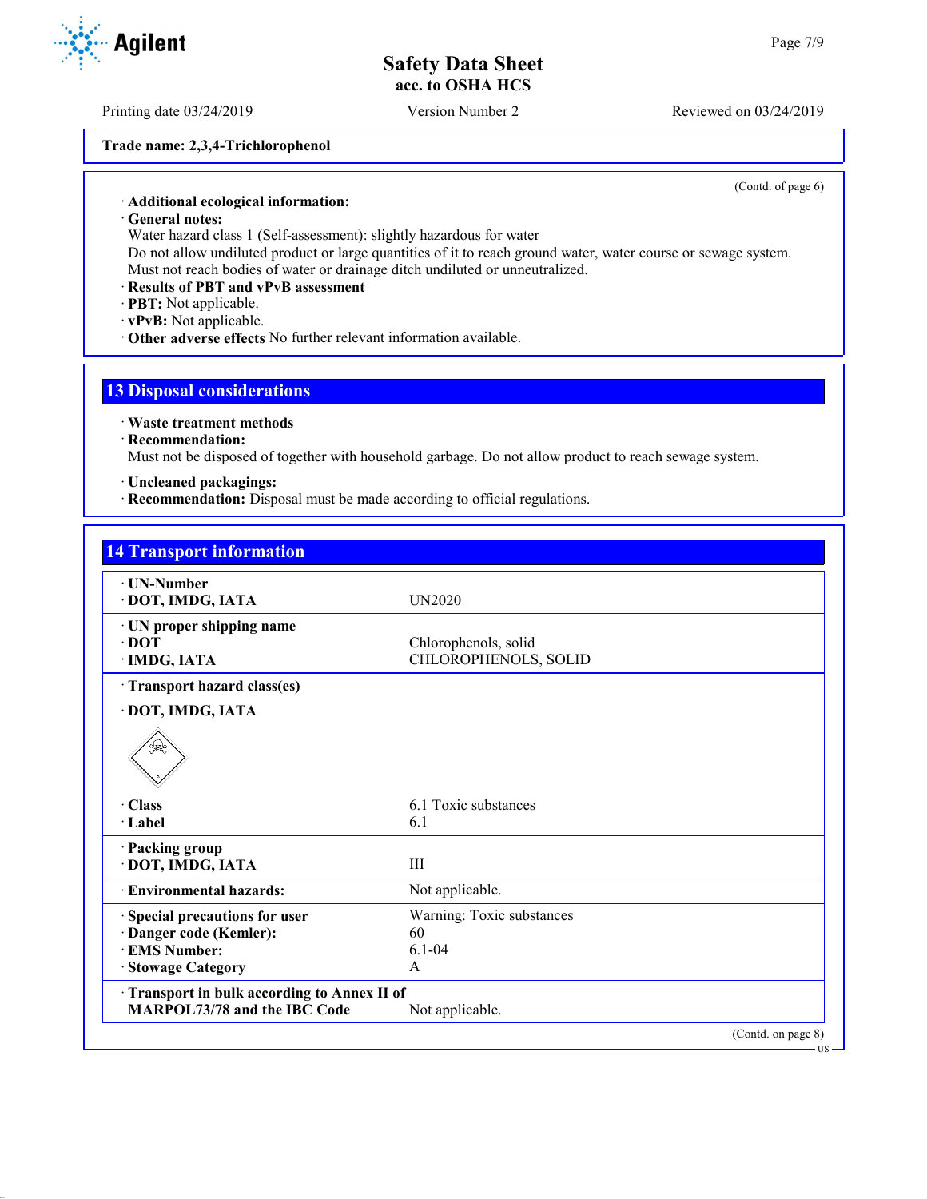Trade name: 2,3,4-Trichlorophenol

(Contd. of page 6)

· **Additional ecological information:**
· **General notes:**
Water hazard class 1 (Self-assessment): slightly hazardous for water
Do not allow undiluted product or large quantities of it to reach ground water, water course or sewage system.
Must not reach bodies of water or drainage ditch undiluted or unneutralized.
· **Results of PBT and vPvB assessment**
· **PBT:** Not applicable.
· **vPvB:** Not applicable.
· **Other adverse effects** No further relevant information available.

## 13 Disposal considerations

· **Waste treatment methods**
· **Recommendation:**
Must not be disposed of together with household garbage. Do not allow product to reach sewage system.

· **Uncleaned packagings:**
· **Recommendation:** Disposal must be made according to official regulations.

## 14 Transport information

| | |
|---|---|
| · **UN-Number** | |
| · **DOT, IMDG, IATA** | UN2020 |
| · **UN proper shipping name** | |
| · **DOT** | Chlorophenols, solid |
| · **IMDG, IATA** | CHLOROPHENOLS, SOLID |
| · **Transport hazard class(es)** | |
| · **DOT, IMDG, IATA** | |
| · **Class** | 6.1 Toxic substances |
| · **Label** | 6.1 |
| · **Packing group** | |
| · **DOT, IMDG, IATA** | III |
| · **Environmental hazards:** | Not applicable. |
| · **Special precautions for user** | Warning: Toxic substances |
| · **Danger code (Kemler):** | 60 |
| · **EMS Number:** | 6.1-04 |
| · **Stowage Category** | A |
| · **Transport in bulk according to Annex II of MARPOL73/78 and the IBC Code** | Not applicable. |

(Contd. on page 8)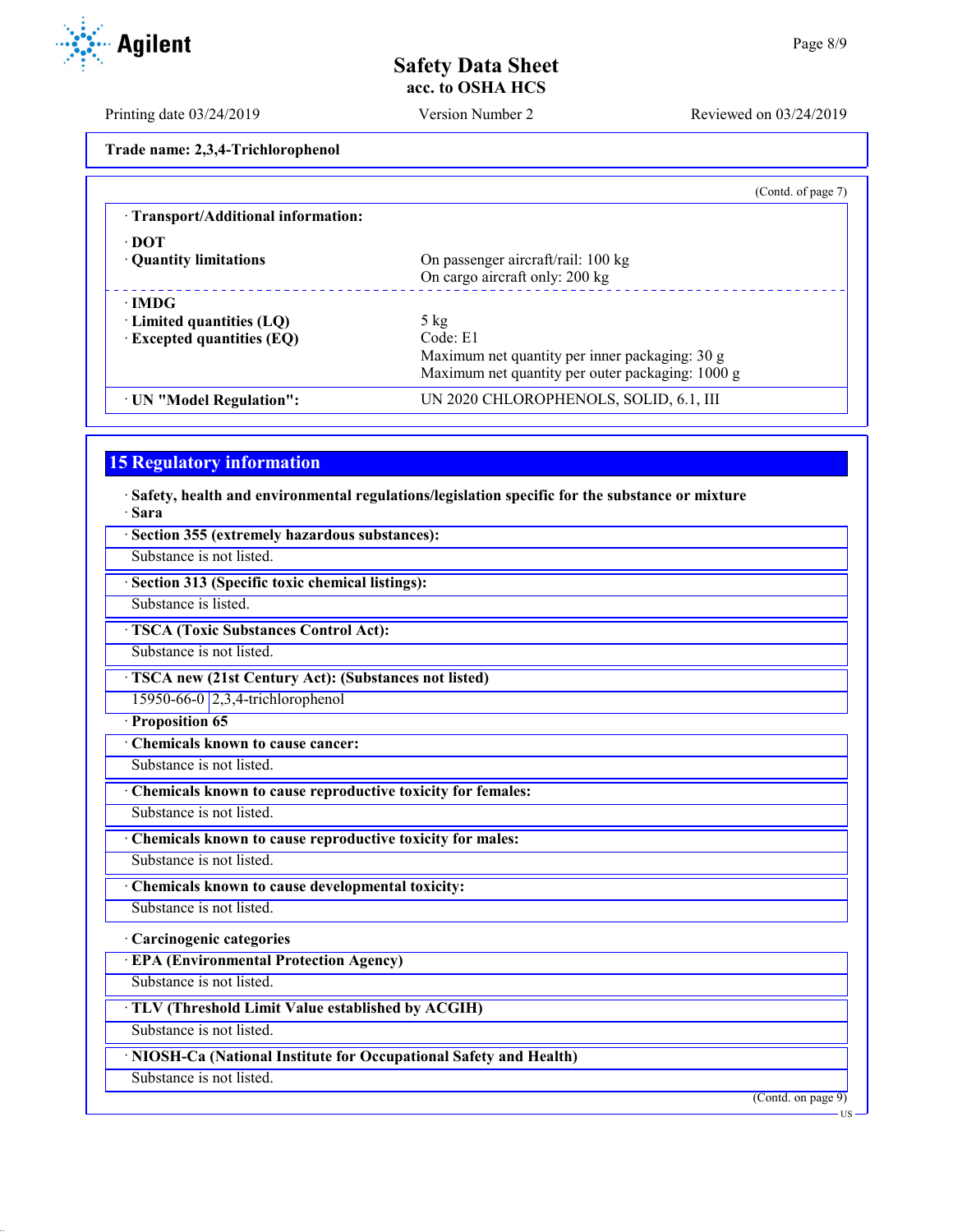Trade name: 2,3,4-Trichlorophenol

(Contd. of page 7)

· **Transport/Additional information:**

· **DOT**

· **Quantity limitations** On passenger aircraft/rail: 100 kg
On cargo aircraft only: 200 kg

· **IMDG**

· **Limited quantities (LQ)** 5 kg

· **Excepted quantities (EQ)** Code: E1
Maximum net quantity per inner packaging: 30 g
Maximum net quantity per outer packaging: 1000 g

· **UN "Model Regulation":** UN 2020 CHLOROPHENOLS, SOLID, 6.1, III

## 15 Regulatory information

· **Safety, health and environmental regulations/legislation specific for the substance or mixture**

· **Sara**

· **Section 355 (extremely hazardous substances):**

Substance is not listed.

· **Section 313 (Specific toxic chemical listings):**

Substance is listed.

· **TSCA (Toxic Substances Control Act):**

Substance is not listed.

· **TSCA new (21st Century Act): (Substances not listed)**

| 15950-66-0 | 2,3,4-trichlorophenol |
|---|---|

· **Proposition 65**

· **Chemicals known to cause cancer:**

Substance is not listed.

· **Chemicals known to cause reproductive toxicity for females:**

Substance is not listed.

· **Chemicals known to cause reproductive toxicity for males:**

Substance is not listed.

· **Chemicals known to cause developmental toxicity:**

Substance is not listed.

· **Carcinogenic categories**

· **EPA (Environmental Protection Agency)**

Substance is not listed.

· **TLV (Threshold Limit Value established by ACGIH)**

Substance is not listed.

· **NIOSH-Ca (National Institute for Occupational Safety and Health)**

Substance is not listed.

(Contd. on page 9)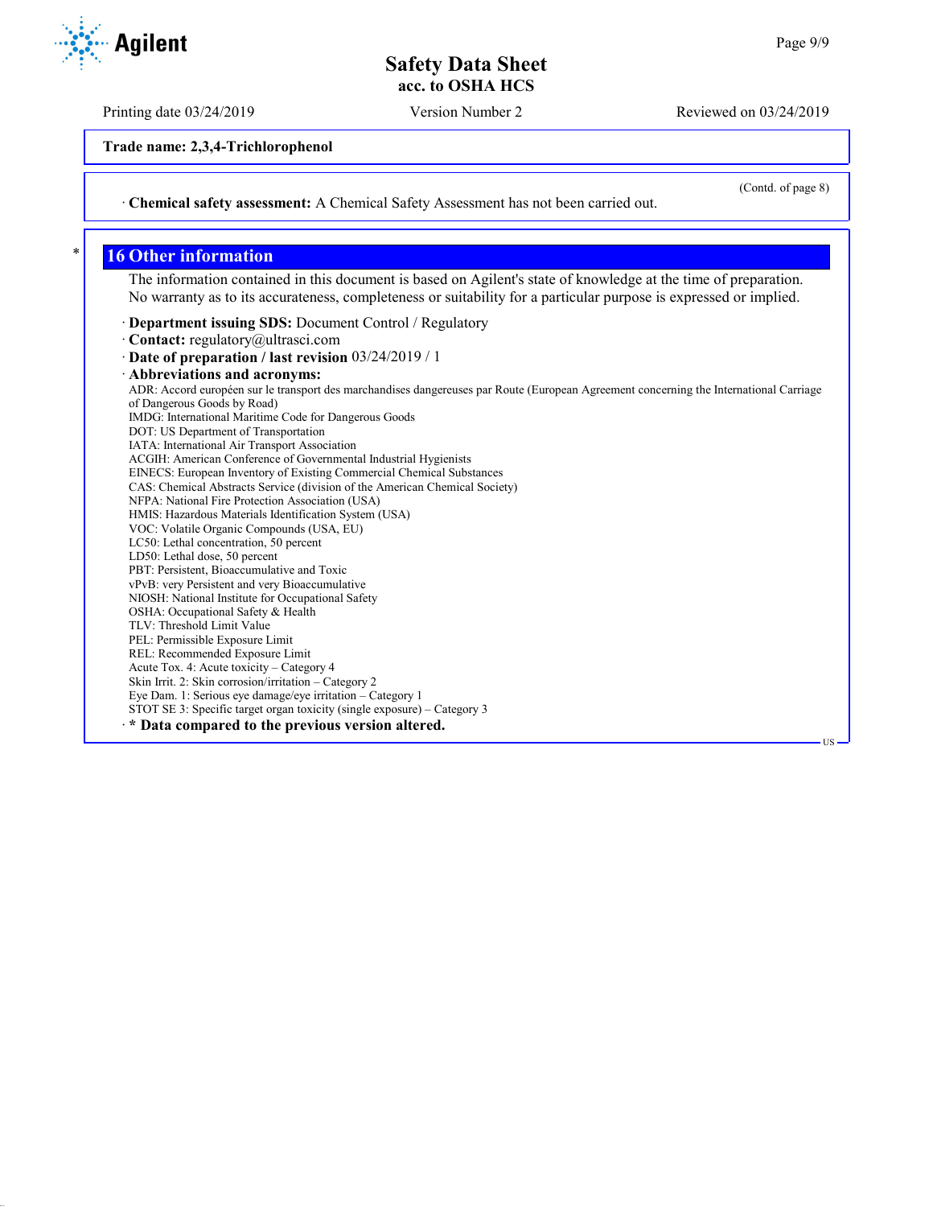Trade name: 2,3,4-Trichlorophenol

(Contd. of page 8)

· **Chemical safety assessment:** A Chemical Safety Assessment has not been carried out.

## 16 Other information

The information contained in this document is based on Agilent's state of knowledge at the time of preparation. No warranty as to its accurateness, completeness or suitability for a particular purpose is expressed or implied.

· **Department issuing SDS:** Document Control / Regulatory
· **Contact:** regulatory@ultrasci.com
· **Date of preparation / last revision** 03/24/2019 / 1
· **Abbreviations and acronyms:**

ADR: Accord européen sur le transport des marchandises dangereuses par Route (European Agreement concerning the International Carriage of Dangerous Goods by Road)
IMDG: International Maritime Code for Dangerous Goods
DOT: US Department of Transportation
IATA: International Air Transport Association
ACGIH: American Conference of Governmental Industrial Hygienists
EINECS: European Inventory of Existing Commercial Chemical Substances
CAS: Chemical Abstracts Service (division of the American Chemical Society)
NFPA: National Fire Protection Association (USA)
HMIS: Hazardous Materials Identification System (USA)
VOC: Volatile Organic Compounds (USA, EU)
LC50: Lethal concentration, 50 percent
LD50: Lethal dose, 50 percent
PBT: Persistent, Bioaccumulative and Toxic
vPvB: very Persistent and very Bioaccumulative
NIOSH: National Institute for Occupational Safety
OSHA: Occupational Safety & Health
TLV: Threshold Limit Value
PEL: Permissible Exposure Limit
REL: Recommended Exposure Limit
Acute Tox. 4: Acute toxicity – Category 4
Skin Irrit. 2: Skin corrosion/irritation – Category 2
Eye Dam. 1: Serious eye damage/eye irritation – Category 1
STOT SE 3: Specific target organ toxicity (single exposure) – Category 3

· **\* Data compared to the previous version altered.**